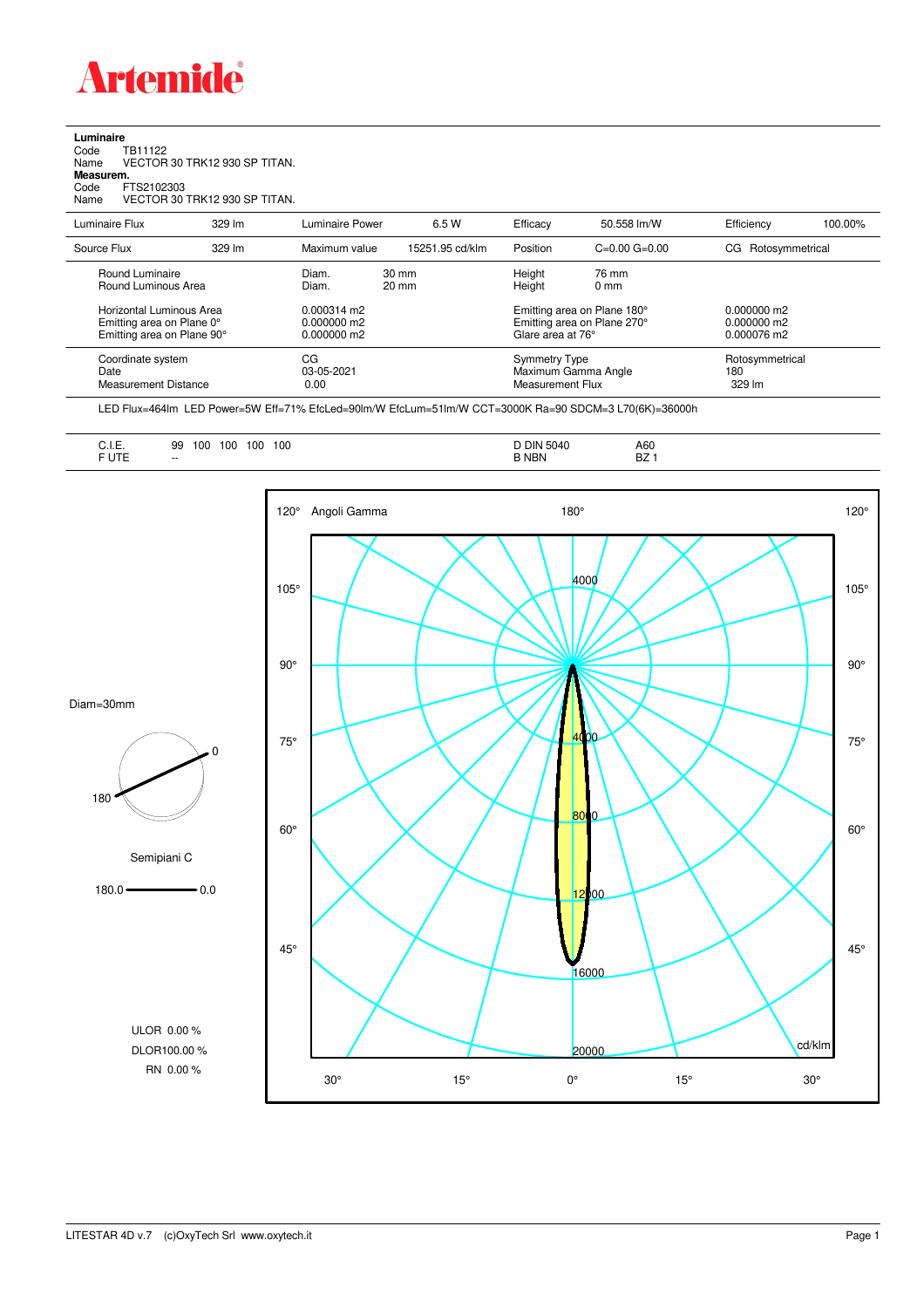# Artemide

**Luminaire**

Code TB11122

Name VECTOR 30 TRK12 930 SP TITAN.

**Measurem.**

Code FTS2102303

Name VECTOR 30 TRK12 930 SP TITAN.

| Luminaire Flux | 329 lm | Luminaire Power | 6.5 W | Efficacy | 50.558 lm/W | Efficiency | 100.00% |
|---|---|---|---|---|---|---|---|
| Source Flux | 329 lm | Maximum value | 15251.95 cd/klm | Position | C=0.00 G=0.00 | CG | Rotosymmetrical |

| | | | | |
|---|---|---|---|---|
| Round Luminaire | Diam. 30 mm | Height 76 mm | | |
| Round Luminous Area | Diam. 20 mm | Height 0 mm | | |
| Horizontal Luminous Area | 0.000314 m2 | Emitting area on Plane 180° | 0.000000 m2 | |
| Emitting area on Plane 0° | 0.000000 m2 | Emitting area on Plane 270° | 0.000000 m2 | |
| Emitting area on Plane 90° | 0.000000 m2 | Glare area at 76° | 0.000076 m2 | |
| Coordinate system | CG | Symmetry Type | Rotosymmetrical | |
| Date | 03-05-2021 | Maximum Gamma Angle | 180 | |
| Measurement Distance | 0.00 | Measurement Flux | 329 lm | |

LED Flux=464lm LED Power=5W Eff=71% EfcLed=90lm/W EfcLum=51lm/W CCT=3000K Ra=90 SDCM=3 L70(6K)=36000h

| | | | |
|---|---|---|---|
| C.I.E. | 99 100 100 100 100 | D DIN 5040 | A60 |
| F UTE | -- | B NBN | BZ 1 |

Diam=30mm

Semipiani C

180.0 — 0.0

ULOR 0.00 %

DLOR100.00 %

RN 0.00 %

Angoli Gamma

cd/klm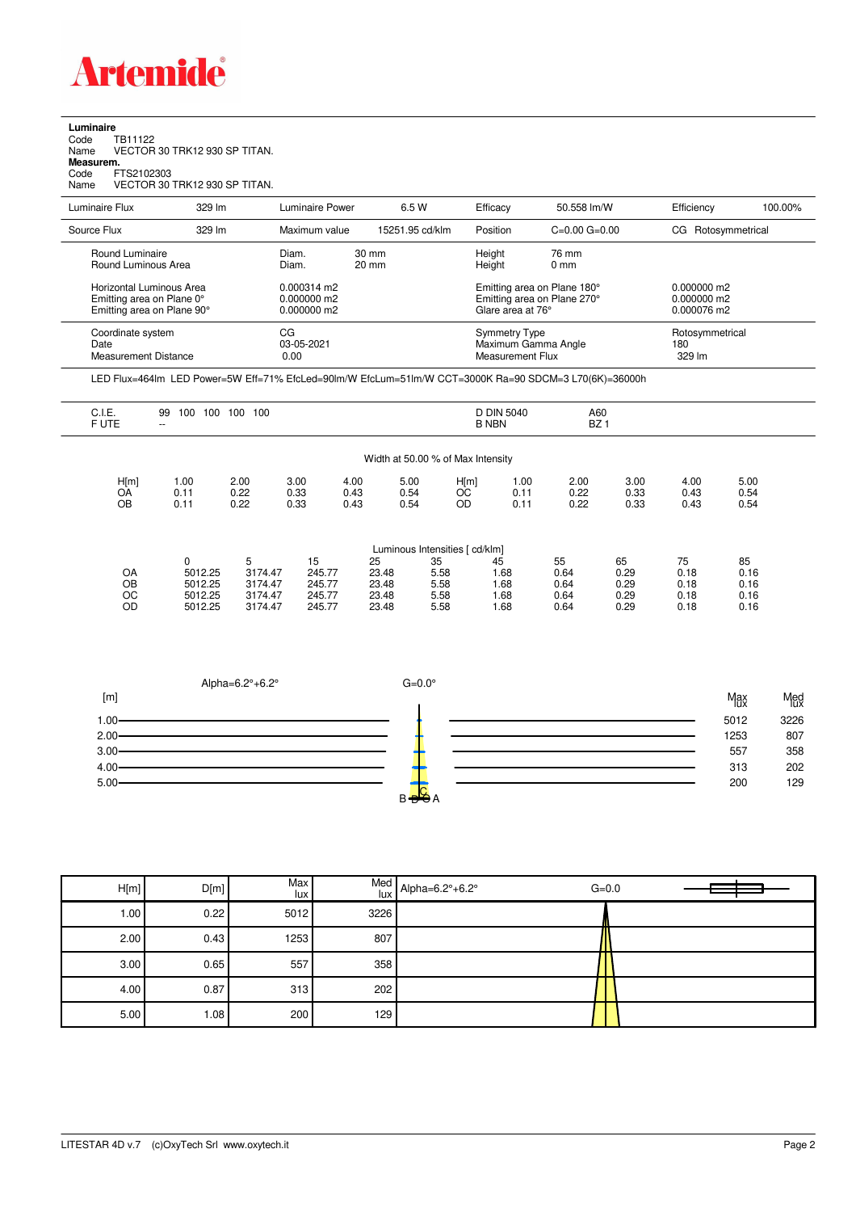Artemide

**Luminaire**
Code TB11122
Name VECTOR 30 TRK12 930 SP TITAN.
**Measurem.**
Code FTS2102303
Name VECTOR 30 TRK12 930 SP TITAN.

| | | | | | | | |
|---|---|---|---|---|---|---|---|
| Luminaire Flux | 329 lm | Luminaire Power | 6.5 W | Efficacy | 50.558 lm/W | Efficiency | 100.00% |
| Source Flux | 329 lm | Maximum value | 15251.95 cd/klm | Position | C=0.00 G=0.00 | CG Rotosymmetrical | |

| | | | | | | |
|---|---|---|---|---|---|---|
| Round Luminaire | Diam. | 30 mm | Height | 76 mm | | |
| Round Luminous Area | Diam. | 20 mm | Height | 0 mm | | |
| Horizontal Luminous Area | 0.000314 m2 | | Emitting area on Plane 180° | | 0.000000 m2 | |
| Emitting area on Plane 0° | 0.000000 m2 | | Emitting area on Plane 270° | | 0.000000 m2 | |
| Emitting area on Plane 90° | 0.000000 m2 | | Glare area at 76° | | 0.000076 m2 | |

| | | | |
|---|---|---|---|
| Coordinate system | CG | Symmetry Type | Rotosymmetrical |
| Date | 03-05-2021 | Maximum Gamma Angle | 180 |
| Measurement Distance | 0.00 | Measurement Flux | 329 lm |

LED Flux=464lm LED Power=5W Eff=71% EfcLed=90lm/W EfcLum=51lm/W CCT=3000K Ra=90 SDCM=3 L70(6K)=36000h

| | | | |
|---|---|---|---|
| C.I.E. | 99 100 100 100 100 | D DIN 5040 | A60 |
| F UTE | -- | B NBN | BZ 1 |

Width at 50.00 % of Max Intensity

| H[m] | 1.00 | 2.00 | 3.00 | 4.00 | 5.00 | H[m] | 1.00 | 2.00 | 3.00 | 4.00 | 5.00 |
|---|---|---|---|---|---|---|---|---|---|---|---|
| OA | 0.11 | 0.22 | 0.33 | 0.43 | 0.54 | OC | 0.11 | 0.22 | 0.33 | 0.43 | 0.54 |
| OB | 0.11 | 0.22 | 0.33 | 0.43 | 0.54 | OD | 0.11 | 0.22 | 0.33 | 0.43 | 0.54 |

Luminous Intensities [ cd/klm]

| | 0 | 5 | 15 | 25 | 35 | 45 | 55 | 65 | 75 | 85 |
|---|---|---|---|---|---|---|---|---|---|---|
| OA | 5012.25 | 3174.47 | 245.77 | 23.48 | 5.58 | 1.68 | 0.64 | 0.29 | 0.18 | 0.16 |
| OB | 5012.25 | 3174.47 | 245.77 | 23.48 | 5.58 | 1.68 | 0.64 | 0.29 | 0.18 | 0.16 |
| OC | 5012.25 | 3174.47 | 245.77 | 23.48 | 5.58 | 1.68 | 0.64 | 0.29 | 0.18 | 0.16 |
| OD | 5012.25 | 3174.47 | 245.77 | 23.48 | 5.58 | 1.68 | 0.64 | 0.29 | 0.18 | 0.16 |

Alpha=6.2°+6.2°
G=0.0°
[m]
1.00
2.00
3.00
4.00
5.00
Max lux
5012
1253
557
313
200
Med lux
3226
807
358
202
129
B D C A

| H[m] | D[m] | Max lux | Med lux | Alpha=6.2°+6.2° G=0.0 |
|---|---|---|---|---|
| 1.00 | 0.22 | 5012 | 3226 | |
| 2.00 | 0.43 | 1253 | 807 | |
| 3.00 | 0.65 | 557 | 358 | |
| 4.00 | 0.87 | 313 | 202 | |
| 5.00 | 1.08 | 200 | 129 | |

LITESTAR 4D v.7 (c)OxyTech Srl www.oxytech.it